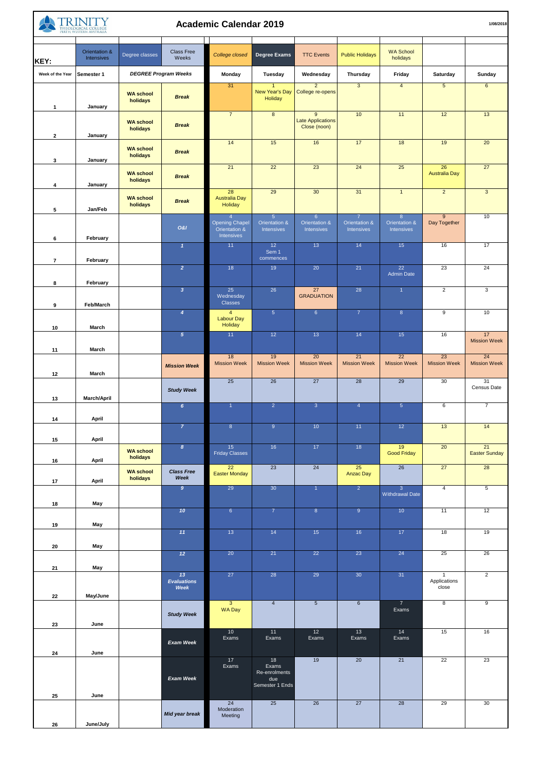# TRINITY THEOLOGICAL COLLEGE PERTH, WESTERN AUSTRALIA

## Academic Calendar 2019

1/08/2018

**KEY:** Orientation & Intensives | Degree classes | Class Free Weeks | College closed | Degree Exams | TTC Events | Public Holidays | WA School holidays

| Week of the Year | Semester 1 | DEGREE Program Weeks | | Monday | Tuesday | Wednesday | Thursday | Friday | Saturday | Sunday |
|---|---|---|---|---|---|---|---|---|---|---|
| 1 | January | WA school holidays | Break | 31 | 1 New Year's Day Holiday | 2 College re-opens | 3 | 4 | 5 | 6 |
| 2 | January | WA school holidays | Break | 7 | 8 | 9 Late Applications Close (noon) | 10 | 11 | 12 | 13 |
| 3 | January | WA school holidays | Break | 14 | 15 | 16 | 17 | 18 | 19 | 20 |
| 4 | January | WA school holidays | Break | 21 | 22 | 23 | 24 | 25 | 26 Australia Day | 27 |
| 5 | Jan/Feb | WA school holidays | Break | 28 Australia Day Holiday | 29 | 30 | 31 | 1 | 2 | 3 |
| 6 | February | | O&I | 4 Opening Chapel Orientation & Intensives | 5 Orientation & Intensives | 6 Orientation & Intensives | 7 Orientation & Intensives | 8 Orientation & Intensives | 9 Day Together | 10 |
| 7 | February | | 1 | 11 | 12 Sem 1 commences | 13 | 14 | 15 | 16 | 17 |
| 8 | February | | 2 | 18 | 19 | 20 | 21 | 22 Admin Date | 23 | 24 |
| 9 | Feb/March | | 3 | 25 Wednesday Classes | 26 | 27 GRADUATION | 28 | 1 | 2 | 3 |
| 10 | March | | 4 | 4 Labour Day Holiday | 5 | 6 | 7 | 8 | 9 | 10 |
| 11 | March | | 5 | 11 | 12 | 13 | 14 | 15 | 16 | 17 Mission Week |
| 12 | March | | Mission Week | 18 Mission Week | 19 Mission Week | 20 Mission Week | 21 Mission Week | 22 Mission Week | 23 Mission Week | 24 Mission Week |
| 13 | March/April | | Study Week | 25 | 26 | 27 | 28 | 29 | 30 | 31 Census Date |
| 14 | April | | 6 | 1 | 2 | 3 | 4 | 5 | 6 | 7 |
| 15 | April | | 7 | 8 | 9 | 10 | 11 | 12 | 13 | 14 |
| 16 | April | WA school holidays | 8 | 15 Friday Classes | 16 | 17 | 18 | 19 Good Friday | 20 | 21 Easter Sunday |
| 17 | April | WA school holidays | Class Free Week | 22 Easter Monday | 23 | 24 | 25 Anzac Day | 26 | 27 | 28 |
| 18 | May | | 9 | 29 | 30 | 1 | 2 | 3 Withdrawal Date | 4 | 5 |
| 19 | May | | 10 | 6 | 7 | 8 | 9 | 10 | 11 | 12 |
| 20 | May | | 11 | 13 | 14 | 15 | 16 | 17 | 18 | 19 |
| 21 | May | | 12 | 20 | 21 | 22 | 23 | 24 | 25 | 26 |
| 22 | May/June | | 13 Evaluations Week | 27 | 28 | 29 | 30 | 31 | 1 Applications close | 2 |
| 23 | June | | Study Week | 3 WA Day | 4 | 5 | 6 | 7 Exams | 8 | 9 |
| 24 | June | | Exam Week | 10 Exams | 11 Exams | 12 Exams | 13 Exams | 14 Exams | 15 | 16 |
| 25 | June | | Exam Week | 17 Exams | 18 Exams Re-enrolments due Semester 1 Ends | 19 | 20 | 21 | 22 | 23 |
| 26 | June/July | | Mid year break | 24 Moderation Meeting | 25 | 26 | 27 | 28 | 29 | 30 |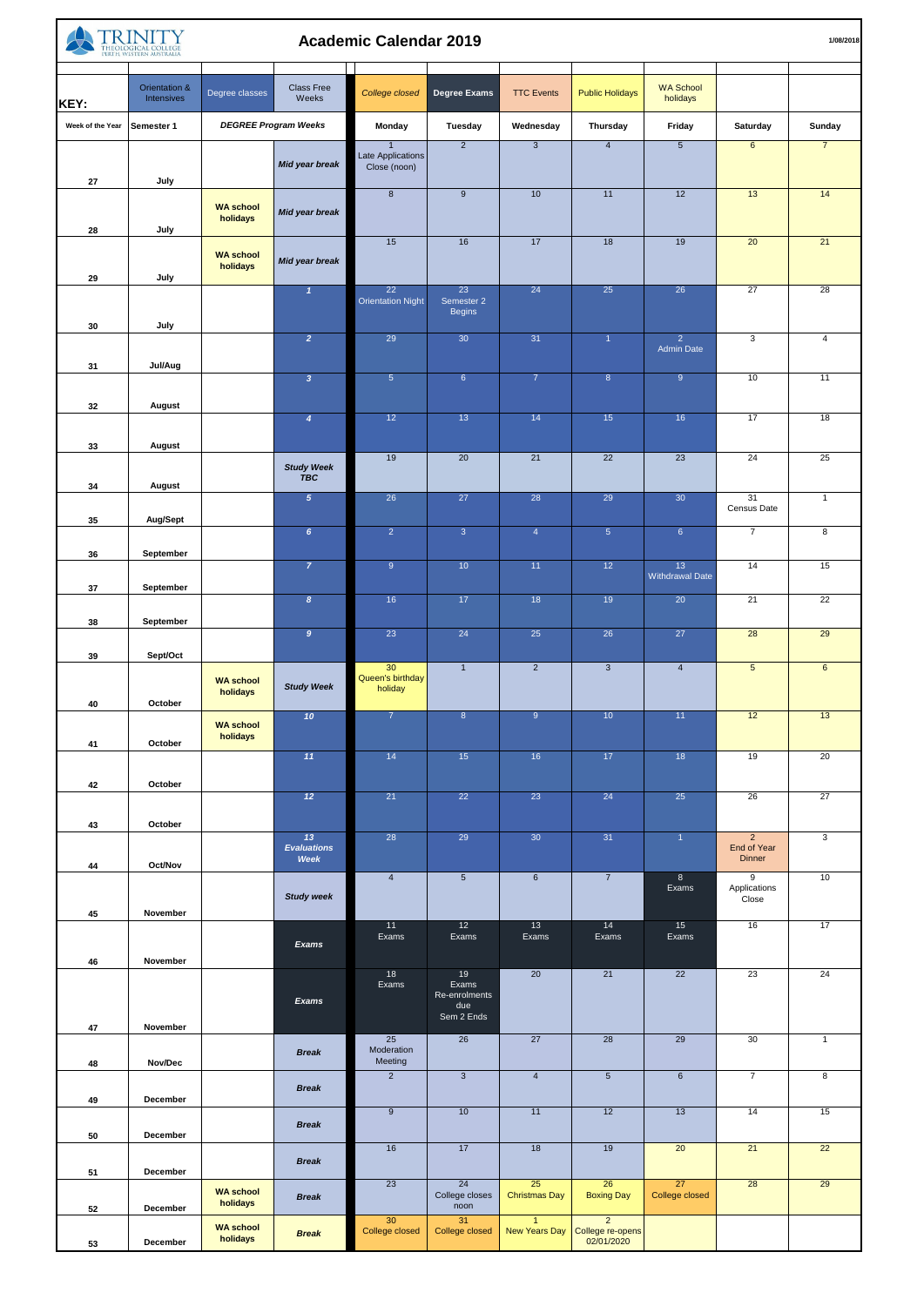# Academic Calendar 2019

1/08/2018

TRINITY THEOLOGICAL COLLEGE PERTH, WESTERN AUSTRALIA

| KEY: | Orientation & Intensives | Degree classes | Class Free Weeks | College closed | Degree Exams | TTC Events | Public Holidays | WA School holidays | | |
|---|---|---|---|---|---|---|---|---|---|---|
| Week of the Year | Semester 1 | DEGREE Program Weeks | | Monday | Tuesday | Wednesday | Thursday | Friday | Saturday | Sunday |
| 27 | July | | Mid year break | 1 Late Applications Close (noon) | 2 | 3 | 4 | 5 | 6 | 7 |
| 28 | July | WA school holidays | Mid year break | 8 | 9 | 10 | 11 | 12 | 13 | 14 |
| 29 | July | WA school holidays | Mid year break | 15 | 16 | 17 | 18 | 19 | 20 | 21 |
| 30 | July | | 1 | 22 Orientation Night | 23 Semester 2 Begins | 24 | 25 | 26 | 27 | 28 |
| 31 | Jul/Aug | | 2 | 29 | 30 | 31 | 1 | 2 Admin Date | 3 | 4 |
| 32 | August | | 3 | 5 | 6 | 7 | 8 | 9 | 10 | 11 |
| 33 | August | | 4 | 12 | 13 | 14 | 15 | 16 | 17 | 18 |
| 34 | August | | Study Week TBC | 19 | 20 | 21 | 22 | 23 | 24 | 25 |
| 35 | Aug/Sept | | 5 | 26 | 27 | 28 | 29 | 30 | 31 Census Date | 1 |
| 36 | September | | 6 | 2 | 3 | 4 | 5 | 6 | 7 | 8 |
| 37 | September | | 7 | 9 | 10 | 11 | 12 | 13 Withdrawal Date | 14 | 15 |
| 38 | September | | 8 | 16 | 17 | 18 | 19 | 20 | 21 | 22 |
| 39 | Sept/Oct | | 9 | 23 | 24 | 25 | 26 | 27 | 28 | 29 |
| 40 | October | WA school holidays | Study Week | 30 Queen's birthday holiday | 1 | 2 | 3 | 4 | 5 | 6 |
| 41 | October | WA school holidays | 10 | 7 | 8 | 9 | 10 | 11 | 12 | 13 |
| 42 | October | | 11 | 14 | 15 | 16 | 17 | 18 | 19 | 20 |
| 43 | October | | 12 | 21 | 22 | 23 | 24 | 25 | 26 | 27 |
| 44 | Oct/Nov | | 13 Evaluations Week | 28 | 29 | 30 | 31 | 1 | 2 End of Year Dinner | 3 |
| 45 | November | | Study week | 4 | 5 | 6 | 7 | 8 Exams | 9 Applications Close | 10 |
| 46 | November | | Exams | 11 Exams | 12 Exams | 13 Exams | 14 Exams | 15 Exams | 16 | 17 |
| 47 | November | | Exams | 18 Exams | 19 Exams Re-enrolments due Sem 2 Ends | 20 | 21 | 22 | 23 | 24 |
| 48 | Nov/Dec | | Break | 25 Moderation Meeting | 26 | 27 | 28 | 29 | 30 | 1 |
| 49 | December | | Break | 2 | 3 | 4 | 5 | 6 | 7 | 8 |
| 50 | December | | Break | 9 | 10 | 11 | 12 | 13 | 14 | 15 |
| 51 | December | | Break | 16 | 17 | 18 | 19 | 20 | 21 | 22 |
| 52 | December | WA school holidays | Break | 23 | 24 College closes noon | 25 Christmas Day | 26 Boxing Day | 27 College closed | 28 | 29 |
| 53 | December | WA school holidays | Break | 30 College closed | 31 College closed | 1 New Years Day | 2 College re-opens 02/01/2020 | | | |